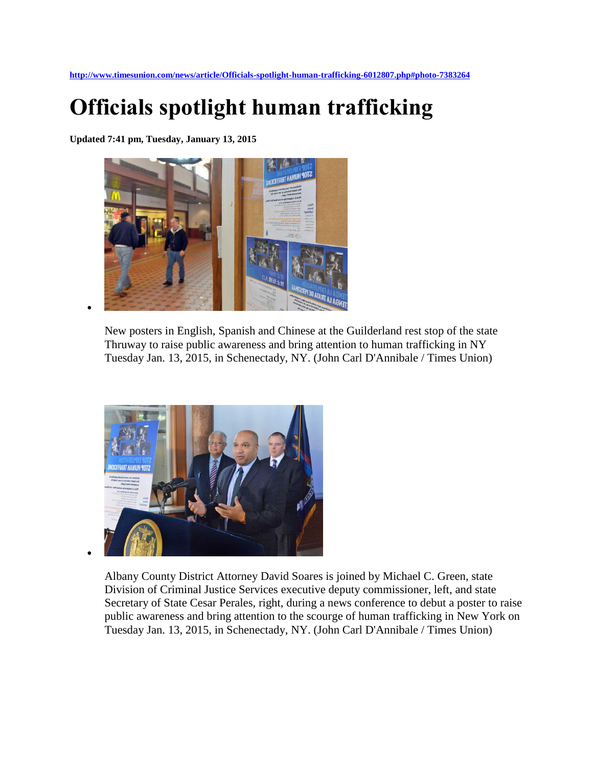http://www.timesunion.com/news/article/Officials-spotlight-human-trafficking-6012807.php#photo-7383264

# Officials spotlight human trafficking

**Updated 7:41 pm, Tuesday, January 13, 2015**

- New posters in English, Spanish and Chinese at the Guilderland rest stop of the state Thruway to raise public awareness and bring attention to human trafficking in NY Tuesday Jan. 13, 2015, in Schenectady, NY. (John Carl D'Annibale / Times Union)

- Albany County District Attorney David Soares is joined by Michael C. Green, state Division of Criminal Justice Services executive deputy commissioner, left, and state Secretary of State Cesar Perales, right, during a news conference to debut a poster to raise public awareness and bring attention to the scourge of human trafficking in New York on Tuesday Jan. 13, 2015, in Schenectady, NY. (John Carl D'Annibale / Times Union)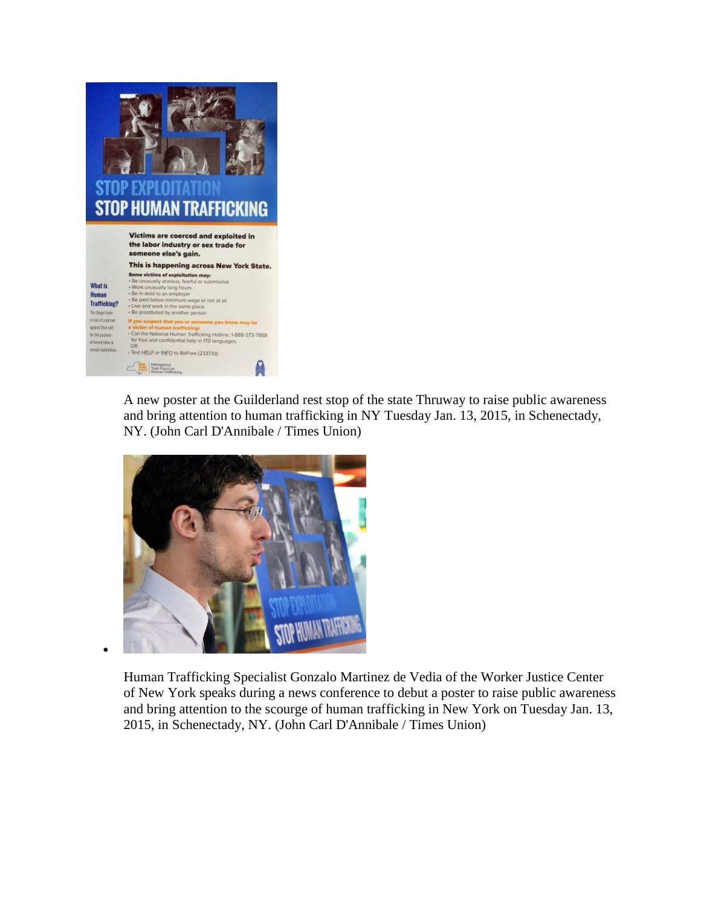A new poster at the Guilderland rest stop of the state Thruway to raise public awareness and bring attention to human trafficking in NY Tuesday Jan. 13, 2015, in Schenectady, NY. (John Carl D'Annibale / Times Union)

Human Trafficking Specialist Gonzalo Martinez de Vedia of the Worker Justice Center of New York speaks during a news conference to debut a poster to raise public awareness and bring attention to the scourge of human trafficking in New York on Tuesday Jan. 13, 2015, in Schenectady, NY. (John Carl D'Annibale / Times Union)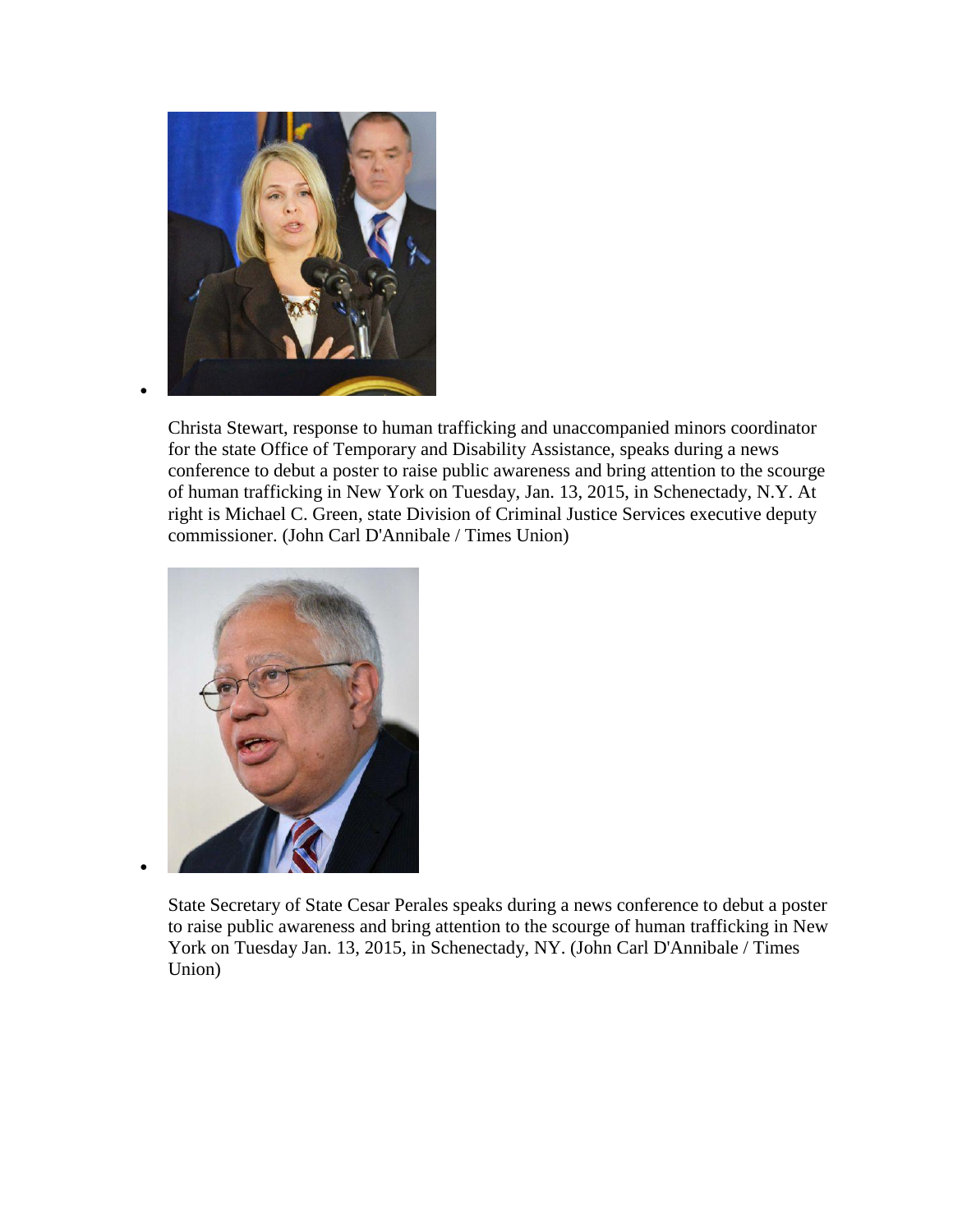- Christa Stewart, response to human trafficking and unaccompanied minors coordinator for the state Office of Temporary and Disability Assistance, speaks during a news conference to debut a poster to raise public awareness and bring attention to the scourge of human trafficking in New York on Tuesday, Jan. 13, 2015, in Schenectady, N.Y. At right is Michael C. Green, state Division of Criminal Justice Services executive deputy commissioner. (John Carl D'Annibale / Times Union)

- State Secretary of State Cesar Perales speaks during a news conference to debut a poster to raise public awareness and bring attention to the scourge of human trafficking in New York on Tuesday Jan. 13, 2015, in Schenectady, NY. (John Carl D'Annibale / Times Union)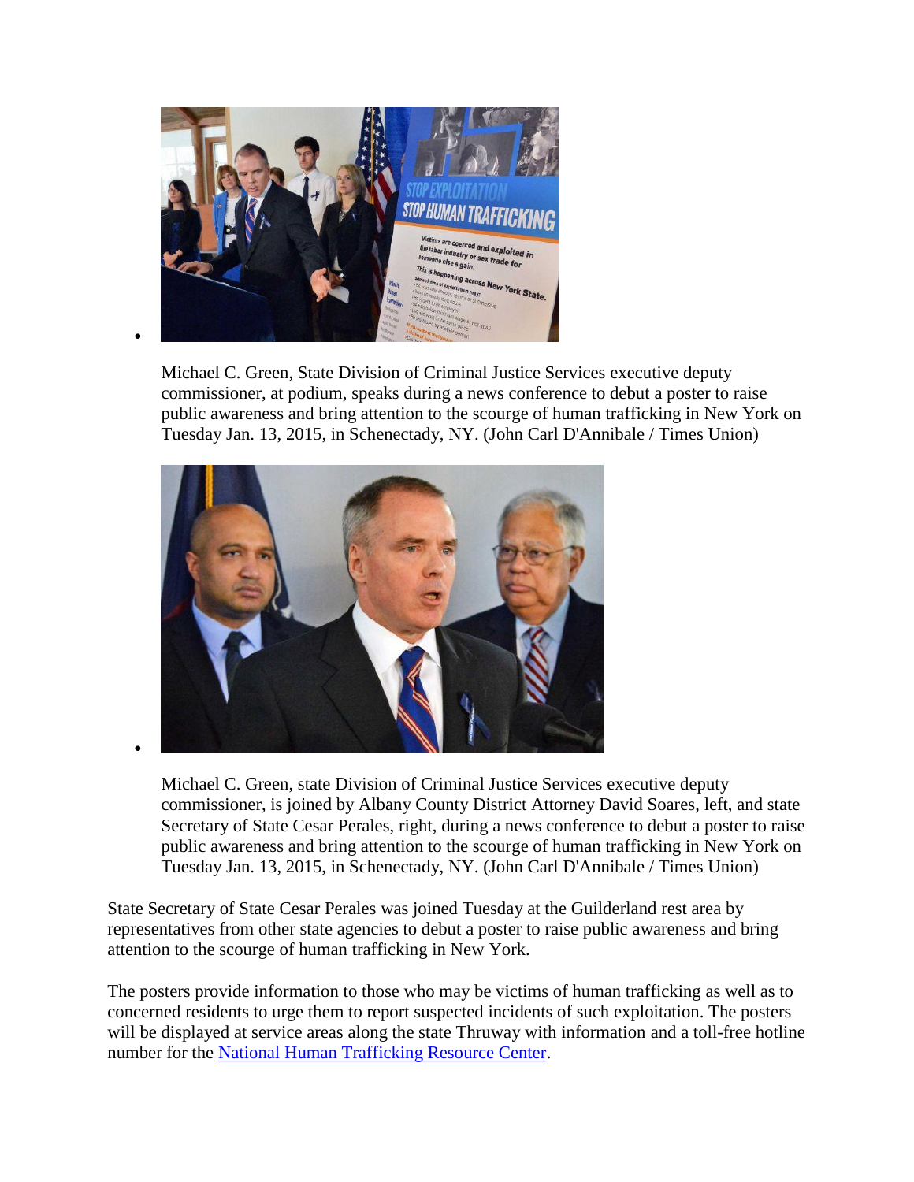- Michael C. Green, State Division of Criminal Justice Services executive deputy commissioner, at podium, speaks during a news conference to debut a poster to raise public awareness and bring attention to the scourge of human trafficking in New York on Tuesday Jan. 13, 2015, in Schenectady, NY. (John Carl D'Annibale / Times Union)

- Michael C. Green, state Division of Criminal Justice Services executive deputy commissioner, is joined by Albany County District Attorney David Soares, left, and state Secretary of State Cesar Perales, right, during a news conference to debut a poster to raise public awareness and bring attention to the scourge of human trafficking in New York on Tuesday Jan. 13, 2015, in Schenectady, NY. (John Carl D'Annibale / Times Union)

State Secretary of State Cesar Perales was joined Tuesday at the Guilderland rest area by representatives from other state agencies to debut a poster to raise public awareness and bring attention to the scourge of human trafficking in New York.

The posters provide information to those who may be victims of human trafficking as well as to concerned residents to urge them to report suspected incidents of such exploitation. The posters will be displayed at service areas along the state Thruway with information and a toll-free hotline number for the National Human Trafficking Resource Center.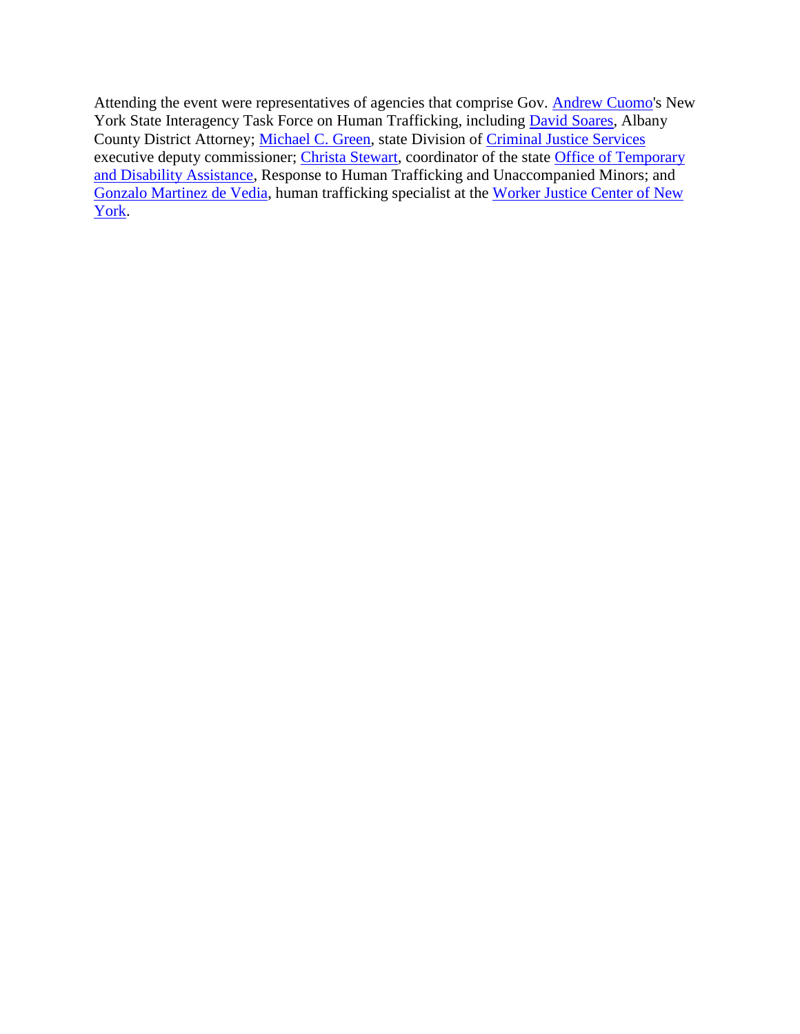Attending the event were representatives of agencies that comprise Gov. Andrew Cuomo's New York State Interagency Task Force on Human Trafficking, including David Soares, Albany County District Attorney; Michael C. Green, state Division of Criminal Justice Services executive deputy commissioner; Christa Stewart, coordinator of the state Office of Temporary and Disability Assistance, Response to Human Trafficking and Unaccompanied Minors; and Gonzalo Martinez de Vedia, human trafficking specialist at the Worker Justice Center of New York.